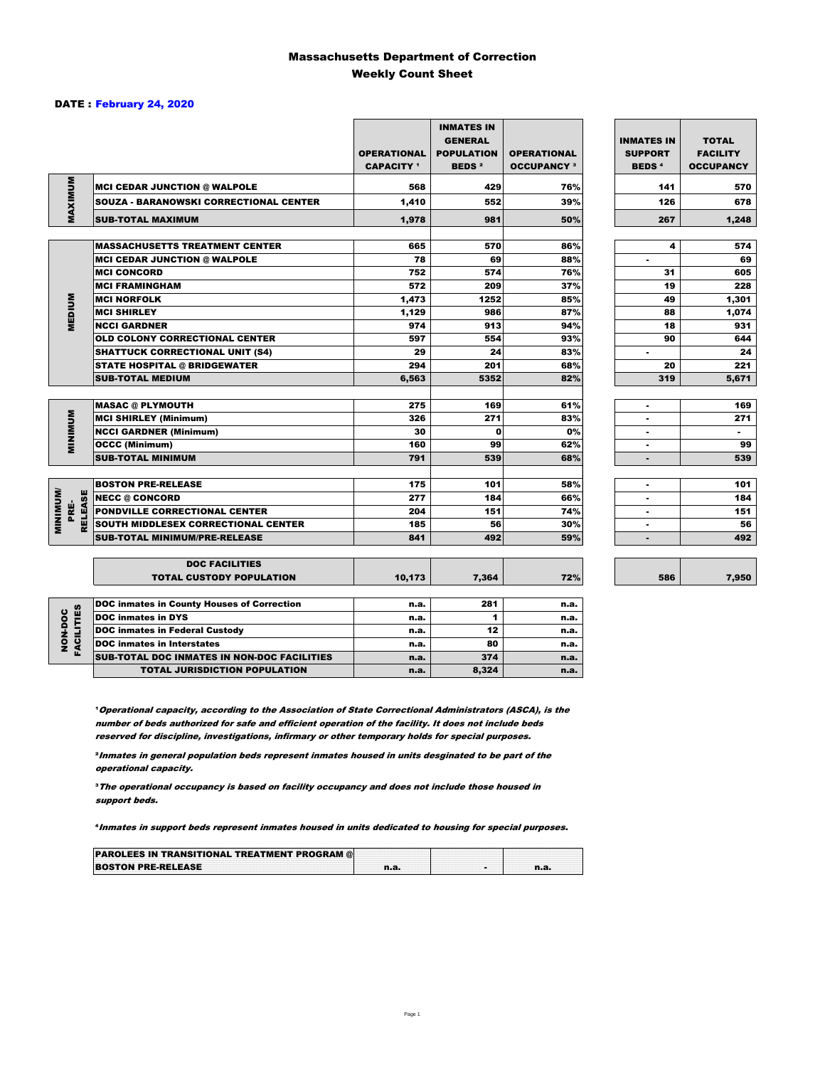# Massachusetts Department of Correction

## Weekly Count Sheet

**DATE : February 24, 2020**

| | | OPERATIONAL CAPACITY [1] | INMATES IN GENERAL POPULATION BEDS [2] | OPERATIONAL OCCUPANCY [3] | INMATES IN SUPPORT BEDS [4] | TOTAL FACILITY OCCUPANCY |
|---|---|---|---|---|---|---|
| MAXIMUM | MCI CEDAR JUNCTION @ WALPOLE | 568 | 429 | 76% | 141 | 570 |
| | SOUZA - BARANOWSKI CORRECTIONAL CENTER | 1,410 | 552 | 39% | 126 | 678 |
| | SUB-TOTAL MAXIMUM | 1,978 | 981 | 50% | 267 | 1,248 |
| MEDIUM | MASSACHUSETTS TREATMENT CENTER | 665 | 570 | 86% | 4 | 574 |
| | MCI CEDAR JUNCTION @ WALPOLE | 78 | 69 | 88% | - | 69 |
| | MCI CONCORD | 752 | 574 | 76% | 31 | 605 |
| | MCI FRAMINGHAM | 572 | 209 | 37% | 19 | 228 |
| | MCI NORFOLK | 1,473 | 1252 | 85% | 49 | 1,301 |
| | MCI SHIRLEY | 1,129 | 986 | 87% | 88 | 1,074 |
| | NCCI GARDNER | 974 | 913 | 94% | 18 | 931 |
| | OLD COLONY CORRECTIONAL CENTER | 597 | 554 | 93% | 90 | 644 |
| | SHATTUCK CORRECTIONAL UNIT (S4) | 29 | 24 | 83% | - | 24 |
| | STATE HOSPITAL @ BRIDGEWATER | 294 | 201 | 68% | 20 | 221 |
| | SUB-TOTAL MEDIUM | 6,563 | 5352 | 82% | 319 | 5,671 |
| MINIMUM | MASAC @ PLYMOUTH | 275 | 169 | 61% | - | 169 |
| | MCI SHIRLEY (Minimum) | 326 | 271 | 83% | - | 271 |
| | NCCI GARDNER (Minimum) | 30 | 0 | 0% | - | - |
| | OCCC (Minimum) | 160 | 99 | 62% | - | 99 |
| | SUB-TOTAL MINIMUM | 791 | 539 | 68% | - | 539 |
| MINIMUM/ PRE-RELEASE | BOSTON PRE-RELEASE | 175 | 101 | 58% | - | 101 |
| | NECC @ CONCORD | 277 | 184 | 66% | - | 184 |
| | PONDVILLE CORRECTIONAL CENTER | 204 | 151 | 74% | - | 151 |
| | SOUTH MIDDLESEX CORRECTIONAL CENTER | 185 | 56 | 30% | - | 56 |
| | SUB-TOTAL MINIMUM/PRE-RELEASE | 841 | 492 | 59% | - | 492 |
| | DOC FACILITIES TOTAL CUSTODY POPULATION | 10,173 | 7,364 | 72% | 586 | 7,950 |
| NON-DOC FACILITIES | DOC inmates in County Houses of Correction | n.a. | 281 | n.a. | | |
| | DOC inmates in DYS | n.a. | 1 | n.a. | | |
| | DOC inmates in Federal Custody | n.a. | 12 | n.a. | | |
| | DOC inmates in Interstates | n.a. | 80 | n.a. | | |
| | SUB-TOTAL DOC INMATES IN NON-DOC FACILITIES | n.a. | 374 | n.a. | | |
| | TOTAL JURISDICTION POPULATION | n.a. | 8,324 | n.a. | | |

[1] *Operational capacity, according to the Association of State Correctional Administrators (ASCA), is the number of beds authorized for safe and efficient operation of the facility. It does not include beds reserved for discipline, investigations, infirmary or other temporary holds for special purposes.*

[2] *Inmates in general population beds represent inmates housed in units desginated to be part of the operational capacity.*

[3] *The operational occupancy is based on facility occupancy and does not include those housed in support beds.*

[4] *Inmates in support beds represent inmates housed in units dedicated to housing for special purposes.*

| PAROLEES IN TRANSITIONAL TREATMENT PROGRAM @ BOSTON PRE-RELEASE | n.a. | - | n.a. |
|---|---|---|---|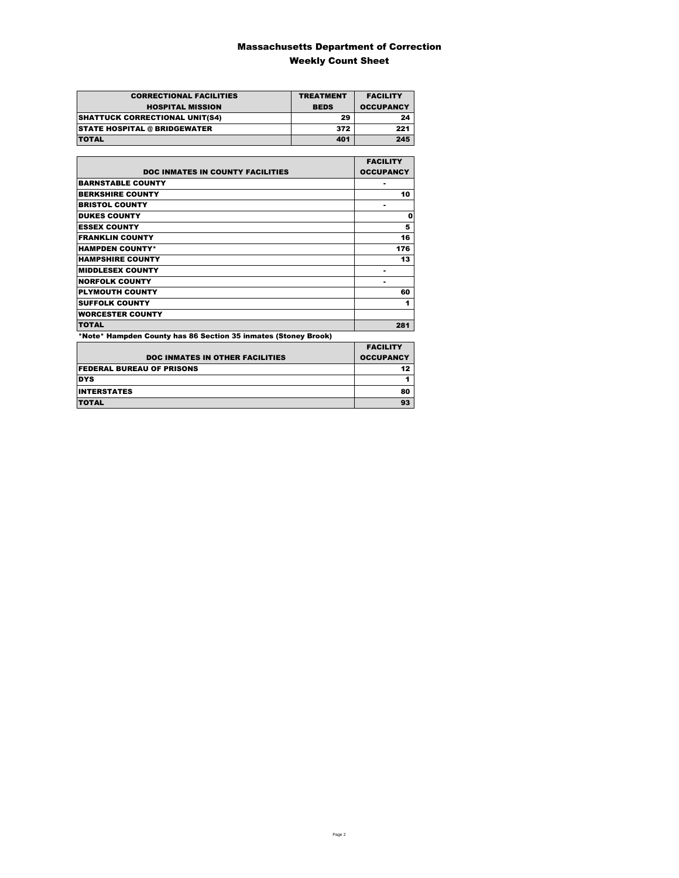# Massachusetts Department of Correction

## Weekly Count Sheet

| CORRECTIONAL FACILITIES HOSPITAL MISSION | TREATMENT BEDS | FACILITY OCCUPANCY |
|---|---|---|
| SHATTUCK CORRECTIONAL UNIT(S4) | 29 | 24 |
| STATE HOSPITAL @ BRIDGEWATER | 372 | 221 |
| TOTAL | 401 | 245 |

| DOC INMATES IN COUNTY FACILITIES | FACILITY OCCUPANCY |
|---|---|
| BARNSTABLE COUNTY | - |
| BERKSHIRE COUNTY | 10 |
| BRISTOL COUNTY | - |
| DUKES COUNTY | 0 |
| ESSEX COUNTY | 5 |
| FRANKLIN COUNTY | 16 |
| HAMPDEN COUNTY* | 176 |
| HAMPSHIRE COUNTY | 13 |
| MIDDLESEX COUNTY | - |
| NORFOLK COUNTY | - |
| PLYMOUTH COUNTY | 60 |
| SUFFOLK COUNTY | 1 |
| WORCESTER COUNTY | |
| TOTAL | 281 |

*Note* Hampden County has 86 Section 35 inmates (Stoney Brook)

| DOC INMATES IN OTHER FACILITIES | FACILITY OCCUPANCY |
|---|---|
| FEDERAL BUREAU OF PRISONS | 12 |
| DYS | 1 |
| INTERSTATES | 80 |
| TOTAL | 93 |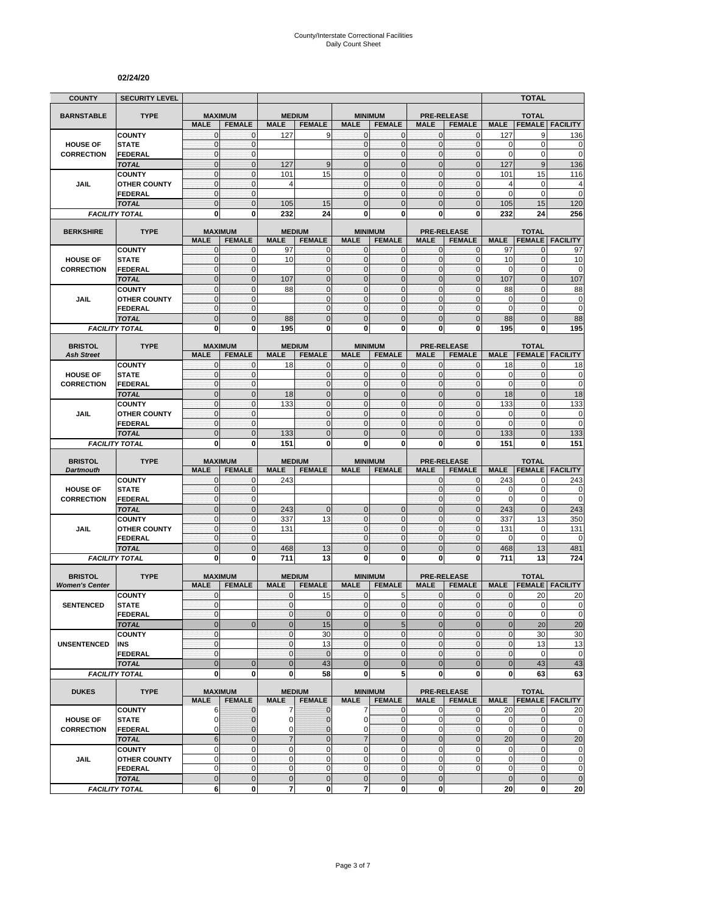02/24/20

| COUNTY | SECURITY LEVEL | | | | | | | | | | TOTAL | |
|---|---|---|---|---|---|---|---|---|---|---|---|---|
| **BARNSTABLE** | **TYPE** | **MAXIMUM** | | **MEDIUM** | | **MINIMUM** | | **PRE-RELEASE** | | **TOTAL** | | |
| | | **MALE** | **FEMALE** | **MALE** | **FEMALE** | **MALE** | **FEMALE** | **MALE** | **FEMALE** | **MALE** | **FEMALE** | **FACILITY** |
| **HOUSE OF CORRECTION** | COUNTY | 0 | 0 | 127 | 9 | 0 | 0 | 0 | 0 | 127 | 9 | 136 |
| | STATE | 0 | 0 | | | 0 | 0 | 0 | 0 | 0 | 0 | 0 |
| | FEDERAL | 0 | 0 | | | 0 | 0 | 0 | 0 | 0 | 0 | 0 |
| | *TOTAL* | 0 | 0 | 127 | 9 | 0 | 0 | 0 | 0 | 127 | 9 | 136 |
| **JAIL** | COUNTY | 0 | 0 | 101 | 15 | 0 | 0 | 0 | 0 | 101 | 15 | 116 |
| | OTHER COUNTY | 0 | 0 | 4 | | 0 | 0 | 0 | 0 | 4 | 0 | 4 |
| | FEDERAL | 0 | 0 | | | 0 | 0 | 0 | 0 | 0 | 0 | 0 |
| | *TOTAL* | 0 | 0 | 105 | 15 | 0 | 0 | 0 | 0 | 105 | 15 | 120 |
| *FACILITY TOTAL* | | **0** | **0** | **232** | **24** | **0** | **0** | **0** | **0** | **232** | **24** | **256** |
| **BERKSHIRE** | **TYPE** | **MAXIMUM** | | **MEDIUM** | | **MINIMUM** | | **PRE-RELEASE** | | **TOTAL** | | |
| | | **MALE** | **FEMALE** | **MALE** | **FEMALE** | **MALE** | **FEMALE** | **MALE** | **FEMALE** | **MALE** | **FEMALE** | **FACILITY** |
| **HOUSE OF CORRECTION** | COUNTY | 0 | 0 | 97 | 0 | 0 | 0 | 0 | 0 | 97 | 0 | 97 |
| | STATE | 0 | 0 | 10 | 0 | 0 | 0 | 0 | 0 | 10 | 0 | 10 |
| | FEDERAL | 0 | 0 | | 0 | 0 | 0 | 0 | 0 | 0 | 0 | 0 |
| | *TOTAL* | 0 | 0 | 107 | 0 | 0 | 0 | 0 | 0 | 107 | 0 | 107 |
| **JAIL** | COUNTY | 0 | 0 | 88 | 0 | 0 | 0 | 0 | 0 | 88 | 0 | 88 |
| | OTHER COUNTY | 0 | 0 | | 0 | 0 | 0 | 0 | 0 | 0 | 0 | 0 |
| | FEDERAL | 0 | 0 | | 0 | 0 | 0 | 0 | 0 | 0 | 0 | 0 |
| | *TOTAL* | 0 | 0 | 88 | 0 | 0 | 0 | 0 | 0 | 88 | 0 | 88 |
| *FACILITY TOTAL* | | **0** | **0** | **195** | **0** | **0** | **0** | **0** | **0** | **195** | **0** | **195** |
| **BRISTOL** *Ash Street* | **TYPE** | **MAXIMUM** | | **MEDIUM** | | **MINIMUM** | | **PRE-RELEASE** | | **TOTAL** | | |
| | | **MALE** | **FEMALE** | **MALE** | **FEMALE** | **MALE** | **FEMALE** | **MALE** | **FEMALE** | **MALE** | **FEMALE** | **FACILITY** |
| **HOUSE OF CORRECTION** | COUNTY | 0 | 0 | 18 | 0 | 0 | 0 | 0 | 0 | 18 | 0 | 18 |
| | STATE | 0 | 0 | | 0 | 0 | 0 | 0 | 0 | 0 | 0 | 0 |
| | FEDERAL | 0 | 0 | | 0 | 0 | 0 | 0 | 0 | 0 | 0 | 0 |
| | *TOTAL* | 0 | 0 | 18 | 0 | 0 | 0 | 0 | 0 | 18 | 0 | 18 |
| **JAIL** | COUNTY | 0 | 0 | 133 | 0 | 0 | 0 | 0 | 0 | 133 | 0 | 133 |
| | OTHER COUNTY | 0 | 0 | | 0 | 0 | 0 | 0 | 0 | 0 | 0 | 0 |
| | FEDERAL | 0 | 0 | | 0 | 0 | 0 | 0 | 0 | 0 | 0 | 0 |
| | *TOTAL* | 0 | 0 | 133 | 0 | 0 | 0 | 0 | 0 | 133 | 0 | 133 |
| *FACILITY TOTAL* | | **0** | **0** | **151** | **0** | **0** | **0** | **0** | **0** | **151** | **0** | **151** |
| **BRISTOL** *Dartmouth* | **TYPE** | **MAXIMUM** | | **MEDIUM** | | **MINIMUM** | | **PRE-RELEASE** | | **TOTAL** | | |
| | | **MALE** | **FEMALE** | **MALE** | **FEMALE** | **MALE** | **FEMALE** | **MALE** | **FEMALE** | **MALE** | **FEMALE** | **FACILITY** |
| **HOUSE OF CORRECTION** | COUNTY | 0 | 0 | 243 | | | | 0 | 0 | 243 | 0 | 243 |
| | STATE | 0 | 0 | | | | | 0 | 0 | 0 | 0 | 0 |
| | FEDERAL | 0 | 0 | | | | | 0 | 0 | 0 | 0 | 0 |
| | *TOTAL* | 0 | 0 | 243 | 0 | 0 | 0 | 0 | 0 | 243 | 0 | 243 |
| **JAIL** | COUNTY | 0 | 0 | 337 | 13 | 0 | 0 | 0 | 0 | 337 | 13 | 350 |
| | OTHER COUNTY | 0 | 0 | 131 | | 0 | 0 | 0 | 0 | 131 | 0 | 131 |
| | FEDERAL | 0 | 0 | | | 0 | 0 | 0 | 0 | 0 | 0 | 0 |
| | *TOTAL* | 0 | 0 | 468 | 13 | 0 | 0 | 0 | 0 | 468 | 13 | 481 |
| *FACILITY TOTAL* | | **0** | **0** | **711** | **13** | **0** | **0** | **0** | **0** | **711** | **13** | **724** |
| **BRISTOL** *Women's Center* | **TYPE** | **MAXIMUM** | | **MEDIUM** | | **MINIMUM** | | **PRE-RELEASE** | | **TOTAL** | | |
| | | **MALE** | **FEMALE** | **MALE** | **FEMALE** | **MALE** | **FEMALE** | **MALE** | **FEMALE** | **MALE** | **FEMALE** | **FACILITY** |
| **SENTENCED** | COUNTY | 0 | | 0 | 15 | 0 | 5 | 0 | 0 | 0 | 20 | 20 |
| | STATE | 0 | | 0 | | 0 | 0 | 0 | 0 | 0 | 0 | 0 |
| | FEDERAL | 0 | | 0 | 0 | 0 | 0 | 0 | 0 | 0 | 0 | 0 |
| | *TOTAL* | 0 | 0 | 0 | 15 | 0 | 5 | 0 | 0 | 0 | 20 | 20 |
| **UNSENTENCED** | COUNTY | 0 | | 0 | 30 | 0 | 0 | 0 | 0 | 0 | 30 | 30 |
| | INS | 0 | | 0 | 13 | 0 | 0 | 0 | 0 | 0 | 13 | 13 |
| | FEDERAL | 0 | | 0 | 0 | 0 | 0 | 0 | 0 | 0 | 0 | 0 |
| | *TOTAL* | 0 | 0 | 0 | 43 | 0 | 0 | 0 | 0 | 0 | 43 | 43 |
| *FACILITY TOTAL* | | **0** | **0** | **0** | **58** | **0** | **5** | **0** | **0** | **0** | **63** | **63** |
| **DUKES** | **TYPE** | **MAXIMUM** | | **MEDIUM** | | **MINIMUM** | | **PRE-RELEASE** | | **TOTAL** | | |
| | | **MALE** | **FEMALE** | **MALE** | **FEMALE** | **MALE** | **FEMALE** | **MALE** | **FEMALE** | **MALE** | **FEMALE** | **FACILITY** |
| **HOUSE OF CORRECTION** | COUNTY | 6 | 0 | 7 | 0 | 7 | 0 | 0 | 0 | 20 | 0 | 20 |
| | STATE | 0 | 0 | 0 | 0 | 0 | 0 | 0 | 0 | 0 | 0 | 0 |
| | FEDERAL | 0 | 0 | 0 | 0 | 0 | 0 | 0 | 0 | 0 | 0 | 0 |
| | *TOTAL* | 6 | 0 | 7 | 0 | 7 | 0 | 0 | 0 | 20 | 0 | 20 |
| **JAIL** | COUNTY | 0 | 0 | 0 | 0 | 0 | 0 | 0 | 0 | 0 | 0 | 0 |
| | OTHER COUNTY | 0 | 0 | 0 | 0 | 0 | 0 | 0 | 0 | 0 | 0 | 0 |
| | FEDERAL | 0 | 0 | 0 | 0 | 0 | 0 | 0 | 0 | 0 | 0 | 0 |
| | *TOTAL* | 0 | 0 | 0 | 0 | 0 | 0 | 0 | | 0 | 0 | 0 |
| *FACILITY TOTAL* | | **6** | **0** | **7** | **0** | **7** | **0** | **0** | | **20** | **0** | **20** |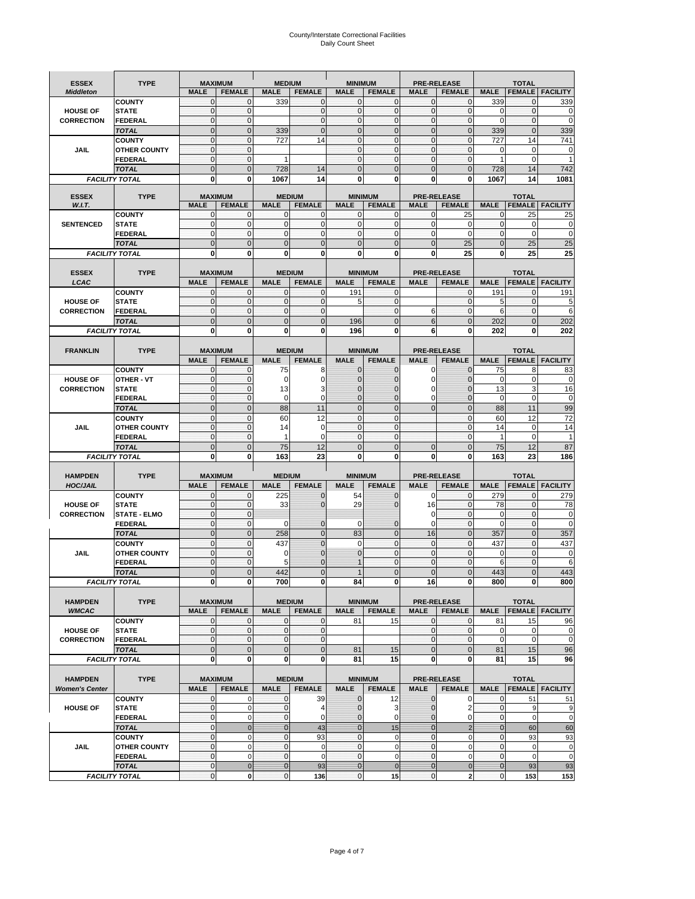# County/Interstate Correctional Facilities
## Daily Count Sheet

| ESSEX *Middleton* | TYPE | MAXIMUM MALE | MAXIMUM FEMALE | MEDIUM MALE | MEDIUM FEMALE | MINIMUM MALE | MINIMUM FEMALE | PRE-RELEASE MALE | PRE-RELEASE FEMALE | TOTAL MALE | TOTAL FEMALE | TOTAL FACILITY |
|---|---|---|---|---|---|---|---|---|---|---|---|---|
| | COUNTY | 0 | 0 | 339 | 0 | 0 | 0 | 0 | 0 | 339 | 0 | 339 |
| HOUSE OF | STATE | 0 | 0 | | 0 | 0 | 0 | 0 | 0 | 0 | 0 | 0 |
| CORRECTION | FEDERAL | 0 | 0 | | 0 | 0 | 0 | 0 | 0 | 0 | 0 | 0 |
| | *TOTAL* | 0 | 0 | 339 | 0 | 0 | 0 | 0 | 0 | 339 | 0 | 339 |
| | COUNTY | 0 | 0 | 727 | 14 | 0 | 0 | 0 | 0 | 727 | 14 | 741 |
| JAIL | OTHER COUNTY | 0 | 0 | | | 0 | 0 | 0 | 0 | 0 | 0 | 0 |
| | FEDERAL | 0 | 0 | 1 | | 0 | 0 | 0 | 0 | 1 | 0 | 1 |
| | *TOTAL* | 0 | 0 | 728 | 14 | 0 | 0 | 0 | 0 | 728 | 14 | 742 |
| *FACILITY TOTAL* | | **0** | **0** | **1067** | **14** | **0** | **0** | **0** | **0** | **1067** | **14** | **1081** |

| ESSEX *W.I.T.* | TYPE | MAXIMUM MALE | MAXIMUM FEMALE | MEDIUM MALE | MEDIUM FEMALE | MINIMUM MALE | MINIMUM FEMALE | PRE-RELEASE MALE | PRE-RELEASE FEMALE | TOTAL MALE | TOTAL FEMALE | TOTAL FACILITY |
|---|---|---|---|---|---|---|---|---|---|---|---|---|
| | COUNTY | 0 | 0 | 0 | 0 | 0 | 0 | 0 | 25 | 0 | 25 | 25 |
| SENTENCED | STATE | 0 | 0 | 0 | 0 | 0 | 0 | 0 | 0 | 0 | 0 | 0 |
| | FEDERAL | 0 | 0 | 0 | 0 | 0 | 0 | 0 | 0 | 0 | 0 | 0 |
| | *TOTAL* | 0 | 0 | 0 | 0 | 0 | 0 | 0 | 25 | 0 | 25 | 25 |
| *FACILITY TOTAL* | | **0** | **0** | **0** | **0** | **0** | **0** | **0** | **25** | **0** | **25** | **25** |

| ESSEX *LCAC* | TYPE | MAXIMUM MALE | MAXIMUM FEMALE | MEDIUM MALE | MEDIUM FEMALE | MINIMUM MALE | MINIMUM FEMALE | PRE-RELEASE MALE | PRE-RELEASE FEMALE | TOTAL MALE | TOTAL FEMALE | TOTAL FACILITY |
|---|---|---|---|---|---|---|---|---|---|---|---|---|
| | COUNTY | 0 | 0 | 0 | 0 | 191 | 0 | | 0 | 191 | 0 | 191 |
| HOUSE OF | STATE | 0 | 0 | 0 | 0 | 5 | 0 | | 0 | 5 | 0 | 5 |
| CORRECTION | FEDERAL | 0 | 0 | 0 | 0 | | 0 | 6 | 0 | 6 | 0 | 6 |
| | *TOTAL* | 0 | 0 | 0 | 0 | 196 | 0 | 6 | 0 | 202 | 0 | 202 |
| *FACILITY TOTAL* | | **0** | **0** | **0** | **0** | **196** | **0** | **6** | **0** | **202** | **0** | **202** |

| FRANKLIN | TYPE | MAXIMUM MALE | MAXIMUM FEMALE | MEDIUM MALE | MEDIUM FEMALE | MINIMUM MALE | MINIMUM FEMALE | PRE-RELEASE MALE | PRE-RELEASE FEMALE | TOTAL MALE | TOTAL FEMALE | TOTAL FACILITY |
|---|---|---|---|---|---|---|---|---|---|---|---|---|
| | COUNTY | 0 | 0 | 75 | 8 | 0 | 0 | 0 | 0 | 75 | 8 | 83 |
| HOUSE OF | OTHER - VT | 0 | 0 | 0 | 0 | 0 | 0 | 0 | 0 | 0 | 0 | 0 |
| CORRECTION | STATE | 0 | 0 | 13 | 3 | 0 | 0 | 0 | 0 | 13 | 3 | 16 |
| | FEDERAL | 0 | 0 | 0 | 0 | 0 | 0 | 0 | 0 | 0 | 0 | 0 |
| | *TOTAL* | 0 | 0 | 88 | 11 | 0 | 0 | 0 | 0 | 88 | 11 | 99 |
| | COUNTY | 0 | 0 | 60 | 12 | 0 | 0 | | 0 | 60 | 12 | 72 |
| JAIL | OTHER COUNTY | 0 | 0 | 14 | 0 | 0 | 0 | | 0 | 14 | 0 | 14 |
| | FEDERAL | 0 | 0 | 1 | 0 | 0 | 0 | | 0 | 1 | 0 | 1 |
| | *TOTAL* | 0 | 0 | 75 | 12 | 0 | 0 | 0 | 0 | 75 | 12 | 87 |
| *FACILITY TOTAL* | | **0** | **0** | **163** | **23** | **0** | **0** | **0** | **0** | **163** | **23** | **186** |

| HAMPDEN *HOC/JAIL* | TYPE | MAXIMUM MALE | MAXIMUM FEMALE | MEDIUM MALE | MEDIUM FEMALE | MINIMUM MALE | MINIMUM FEMALE | PRE-RELEASE MALE | PRE-RELEASE FEMALE | TOTAL MALE | TOTAL FEMALE | TOTAL FACILITY |
|---|---|---|---|---|---|---|---|---|---|---|---|---|
| | COUNTY | 0 | 0 | 225 | 0 | 54 | 0 | 0 | 0 | 279 | 0 | 279 |
| HOUSE OF | STATE | 0 | 0 | 33 | 0 | 29 | 0 | 16 | 0 | 78 | 0 | 78 |
| CORRECTION | STATE - ELMO | 0 | 0 | | | | | 0 | 0 | 0 | 0 | 0 |
| | FEDERAL | 0 | 0 | 0 | 0 | 0 | 0 | 0 | 0 | 0 | 0 | 0 |
| | *TOTAL* | 0 | 0 | 258 | 0 | 83 | 0 | 16 | 0 | 357 | 0 | 357 |
| | COUNTY | 0 | 0 | 437 | 0 | 0 | 0 | 0 | 0 | 437 | 0 | 437 |
| JAIL | OTHER COUNTY | 0 | 0 | 0 | 0 | 0 | 0 | 0 | 0 | 0 | 0 | 0 |
| | FEDERAL | 0 | 0 | 5 | 0 | 1 | 0 | 0 | 0 | 6 | 0 | 6 |
| | *TOTAL* | 0 | 0 | 442 | 0 | 1 | 0 | 0 | 0 | 443 | 0 | 443 |
| *FACILITY TOTAL* | | **0** | **0** | **700** | **0** | **84** | **0** | **16** | **0** | **800** | **0** | **800** |

| HAMPDEN *WMCAC* | TYPE | MAXIMUM MALE | MAXIMUM FEMALE | MEDIUM MALE | MEDIUM FEMALE | MINIMUM MALE | MINIMUM FEMALE | PRE-RELEASE MALE | PRE-RELEASE FEMALE | TOTAL MALE | TOTAL FEMALE | TOTAL FACILITY |
|---|---|---|---|---|---|---|---|---|---|---|---|---|
| | COUNTY | 0 | 0 | 0 | 0 | 81 | 15 | 0 | 0 | 81 | 15 | 96 |
| HOUSE OF | STATE | 0 | 0 | 0 | 0 | | | 0 | 0 | 0 | 0 | 0 |
| CORRECTION | FEDERAL | 0 | 0 | 0 | 0 | | | 0 | 0 | 0 | 0 | 0 |
| | *TOTAL* | 0 | 0 | 0 | 0 | 81 | 15 | 0 | 0 | 81 | 15 | 96 |
| *FACILITY TOTAL* | | **0** | **0** | **0** | **0** | **81** | **15** | **0** | **0** | **81** | **15** | **96** |

| HAMPDEN *Women's Center* | TYPE | MAXIMUM MALE | MAXIMUM FEMALE | MEDIUM MALE | MEDIUM FEMALE | MINIMUM MALE | MINIMUM FEMALE | PRE-RELEASE MALE | PRE-RELEASE FEMALE | TOTAL MALE | TOTAL FEMALE | TOTAL FACILITY |
|---|---|---|---|---|---|---|---|---|---|---|---|---|
| | COUNTY | 0 | 0 | 0 | 39 | 0 | 12 | 0 | 0 | 0 | 51 | 51 |
| HOUSE OF | STATE | 0 | 0 | 0 | 4 | 0 | 3 | 0 | 2 | 0 | 9 | 9 |
| | FEDERAL | 0 | 0 | 0 | 0 | 0 | 0 | 0 | 0 | 0 | 0 | 0 |
| | *TOTAL* | 0 | 0 | 0 | 43 | 0 | 15 | 0 | 2 | 0 | 60 | 60 |
| | COUNTY | 0 | 0 | 0 | 93 | 0 | 0 | 0 | 0 | 0 | 93 | 93 |
| JAIL | OTHER COUNTY | 0 | 0 | 0 | 0 | 0 | 0 | 0 | 0 | 0 | 0 | 0 |
| | FEDERAL | 0 | 0 | 0 | 0 | 0 | 0 | 0 | 0 | 0 | 0 | 0 |
| | *TOTAL* | 0 | 0 | 0 | 93 | 0 | 0 | 0 | 0 | 0 | 93 | 93 |
| *FACILITY TOTAL* | | **0** | **0** | **0** | **136** | **0** | **15** | **0** | **2** | **0** | **153** | **153** |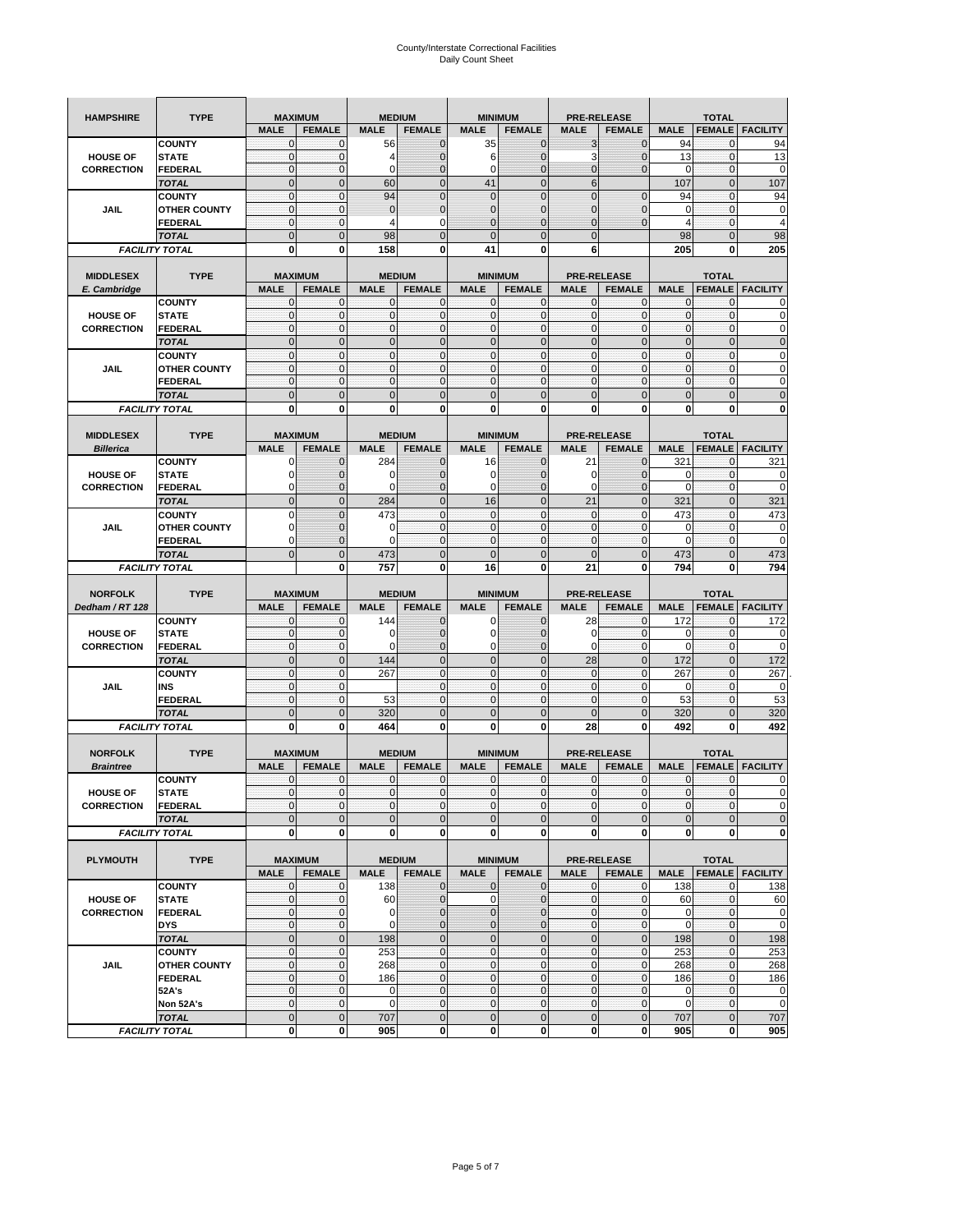# County/Interstate Correctional Facilities
## Daily Count Sheet

| HAMPSHIRE | TYPE | MAXIMUM | | MEDIUM | | MINIMUM | | PRE-RELEASE | | TOTAL | | |
|---|---|---|---|---|---|---|---|---|---|---|---|---|
| | | MALE | FEMALE | MALE | FEMALE | MALE | FEMALE | MALE | FEMALE | MALE | FEMALE | FACILITY |
| HOUSE OF CORRECTION | COUNTY | 0 | 0 | 56 | 0 | 35 | 0 | 3 | 0 | 94 | 0 | 94 |
| | STATE | 0 | 0 | 4 | 0 | 6 | 0 | 3 | 0 | 13 | 0 | 13 |
| | FEDERAL | 0 | 0 | 0 | 0 | 0 | 0 | 0 | 0 | 0 | 0 | 0 |
| | TOTAL | 0 | 0 | 60 | 0 | 41 | 0 | 6 | | 107 | 0 | 107 |
| JAIL | COUNTY | 0 | 0 | 94 | 0 | 0 | 0 | 0 | 0 | 94 | 0 | 94 |
| | OTHER COUNTY | 0 | 0 | 0 | 0 | 0 | 0 | 0 | 0 | 0 | 0 | 0 |
| | FEDERAL | 0 | 0 | 4 | 0 | 0 | 0 | 0 | 0 | 4 | 0 | 4 |
| | TOTAL | 0 | 0 | 98 | 0 | 0 | 0 | 0 | | 98 | 0 | 98 |
| FACILITY TOTAL | | 0 | 0 | 158 | 0 | 41 | 0 | 6 | | 205 | 0 | 205 |

| MIDDLESEX E. Cambridge | TYPE | MAXIMUM | | MEDIUM | | MINIMUM | | PRE-RELEASE | | TOTAL | | |
|---|---|---|---|---|---|---|---|---|---|---|---|---|
| | | MALE | FEMALE | MALE | FEMALE | MALE | FEMALE | MALE | FEMALE | MALE | FEMALE | FACILITY |
| HOUSE OF CORRECTION | COUNTY | 0 | 0 | 0 | 0 | 0 | 0 | 0 | 0 | 0 | 0 | 0 |
| | STATE | 0 | 0 | 0 | 0 | 0 | 0 | 0 | 0 | 0 | 0 | 0 |
| | FEDERAL | 0 | 0 | 0 | 0 | 0 | 0 | 0 | 0 | 0 | 0 | 0 |
| | TOTAL | 0 | 0 | 0 | 0 | 0 | 0 | 0 | 0 | 0 | 0 | 0 |
| JAIL | COUNTY | 0 | 0 | 0 | 0 | 0 | 0 | 0 | 0 | 0 | 0 | 0 |
| | OTHER COUNTY | 0 | 0 | 0 | 0 | 0 | 0 | 0 | 0 | 0 | 0 | 0 |
| | FEDERAL | 0 | 0 | 0 | 0 | 0 | 0 | 0 | 0 | 0 | 0 | 0 |
| | TOTAL | 0 | 0 | 0 | 0 | 0 | 0 | 0 | 0 | 0 | 0 | 0 |
| FACILITY TOTAL | | 0 | 0 | 0 | 0 | 0 | 0 | 0 | 0 | 0 | 0 | 0 |

| MIDDLESEX Billerica | TYPE | MAXIMUM | | MEDIUM | | MINIMUM | | PRE-RELEASE | | TOTAL | | |
|---|---|---|---|---|---|---|---|---|---|---|---|---|
| | | MALE | FEMALE | MALE | FEMALE | MALE | FEMALE | MALE | FEMALE | MALE | FEMALE | FACILITY |
| HOUSE OF CORRECTION | COUNTY | 0 | 0 | 284 | 0 | 16 | 0 | 21 | 0 | 321 | 0 | 321 |
| | STATE | 0 | 0 | 0 | 0 | 0 | 0 | 0 | 0 | 0 | 0 | 0 |
| | FEDERAL | 0 | 0 | 0 | 0 | 0 | 0 | 0 | 0 | 0 | 0 | 0 |
| | TOTAL | 0 | 0 | 284 | 0 | 16 | 0 | 21 | 0 | 321 | 0 | 321 |
| JAIL | COUNTY | 0 | 0 | 473 | 0 | 0 | 0 | 0 | 0 | 473 | 0 | 473 |
| | OTHER COUNTY | 0 | 0 | 0 | 0 | 0 | 0 | 0 | 0 | 0 | 0 | 0 |
| | FEDERAL | 0 | 0 | 0 | 0 | 0 | 0 | 0 | 0 | 0 | 0 | 0 |
| | TOTAL | 0 | 0 | 473 | 0 | 0 | 0 | 0 | 0 | 473 | 0 | 473 |
| FACILITY TOTAL | | | 0 | 757 | 0 | 16 | 0 | 21 | 0 | 794 | 0 | 794 |

| NORFOLK Dedham / RT 128 | TYPE | MAXIMUM | | MEDIUM | | MINIMUM | | PRE-RELEASE | | TOTAL | | |
|---|---|---|---|---|---|---|---|---|---|---|---|---|
| | | MALE | FEMALE | MALE | FEMALE | MALE | FEMALE | MALE | FEMALE | MALE | FEMALE | FACILITY |
| HOUSE OF CORRECTION | COUNTY | 0 | 0 | 144 | 0 | 0 | 0 | 28 | 0 | 172 | 0 | 172 |
| | STATE | 0 | 0 | 0 | 0 | 0 | 0 | 0 | 0 | 0 | 0 | 0 |
| | FEDERAL | 0 | 0 | 0 | 0 | 0 | 0 | 0 | 0 | 0 | 0 | 0 |
| | TOTAL | 0 | 0 | 144 | 0 | 0 | 0 | 28 | 0 | 172 | 0 | 172 |
| JAIL | COUNTY | 0 | 0 | 267 | 0 | 0 | 0 | 0 | 0 | 267 | 0 | 267 |
| | INS | 0 | 0 | | 0 | 0 | 0 | 0 | 0 | 0 | 0 | 0 |
| | FEDERAL | 0 | 0 | 53 | 0 | 0 | 0 | 0 | 0 | 53 | 0 | 53 |
| | TOTAL | 0 | 0 | 320 | 0 | 0 | 0 | 0 | 0 | 320 | 0 | 320 |
| FACILITY TOTAL | | 0 | 0 | 464 | 0 | 0 | 0 | 28 | 0 | 492 | 0 | 492 |

| NORFOLK Braintree | TYPE | MAXIMUM | | MEDIUM | | MINIMUM | | PRE-RELEASE | | TOTAL | | |
|---|---|---|---|---|---|---|---|---|---|---|---|---|
| | | MALE | FEMALE | MALE | FEMALE | MALE | FEMALE | MALE | FEMALE | MALE | FEMALE | FACILITY |
| HOUSE OF CORRECTION | COUNTY | 0 | 0 | 0 | 0 | 0 | 0 | 0 | 0 | 0 | 0 | 0 |
| | STATE | 0 | 0 | 0 | 0 | 0 | 0 | 0 | 0 | 0 | 0 | 0 |
| | FEDERAL | 0 | 0 | 0 | 0 | 0 | 0 | 0 | 0 | 0 | 0 | 0 |
| | TOTAL | 0 | 0 | 0 | 0 | 0 | 0 | 0 | 0 | 0 | 0 | 0 |
| FACILITY TOTAL | | 0 | 0 | 0 | 0 | 0 | 0 | 0 | 0 | 0 | 0 | 0 |

| PLYMOUTH | TYPE | MAXIMUM | | MEDIUM | | MINIMUM | | PRE-RELEASE | | TOTAL | | |
|---|---|---|---|---|---|---|---|---|---|---|---|---|
| | | MALE | FEMALE | MALE | FEMALE | MALE | FEMALE | MALE | FEMALE | MALE | FEMALE | FACILITY |
| HOUSE OF CORRECTION | COUNTY | 0 | 0 | 138 | 0 | 0 | 0 | 0 | 0 | 138 | 0 | 138 |
| | STATE | 0 | 0 | 60 | 0 | 0 | 0 | 0 | 0 | 60 | 0 | 60 |
| | FEDERAL | 0 | 0 | 0 | 0 | 0 | 0 | 0 | 0 | 0 | 0 | 0 |
| | DYS | 0 | 0 | 0 | 0 | 0 | 0 | 0 | 0 | 0 | 0 | 0 |
| | TOTAL | 0 | 0 | 198 | 0 | 0 | 0 | 0 | 0 | 198 | 0 | 198 |
| JAIL | COUNTY | 0 | 0 | 253 | 0 | 0 | 0 | 0 | 0 | 253 | 0 | 253 |
| | OTHER COUNTY | 0 | 0 | 268 | 0 | 0 | 0 | 0 | 0 | 268 | 0 | 268 |
| | FEDERAL | 0 | 0 | 186 | 0 | 0 | 0 | 0 | 0 | 186 | 0 | 186 |
| | 52A's | 0 | 0 | 0 | 0 | 0 | 0 | 0 | 0 | 0 | 0 | 0 |
| | Non 52A's | 0 | 0 | 0 | 0 | 0 | 0 | 0 | 0 | 0 | 0 | 0 |
| | TOTAL | 0 | 0 | 707 | 0 | 0 | 0 | 0 | 0 | 707 | 0 | 707 |
| FACILITY TOTAL | | 0 | 0 | 905 | 0 | 0 | 0 | 0 | 0 | 905 | 0 | 905 |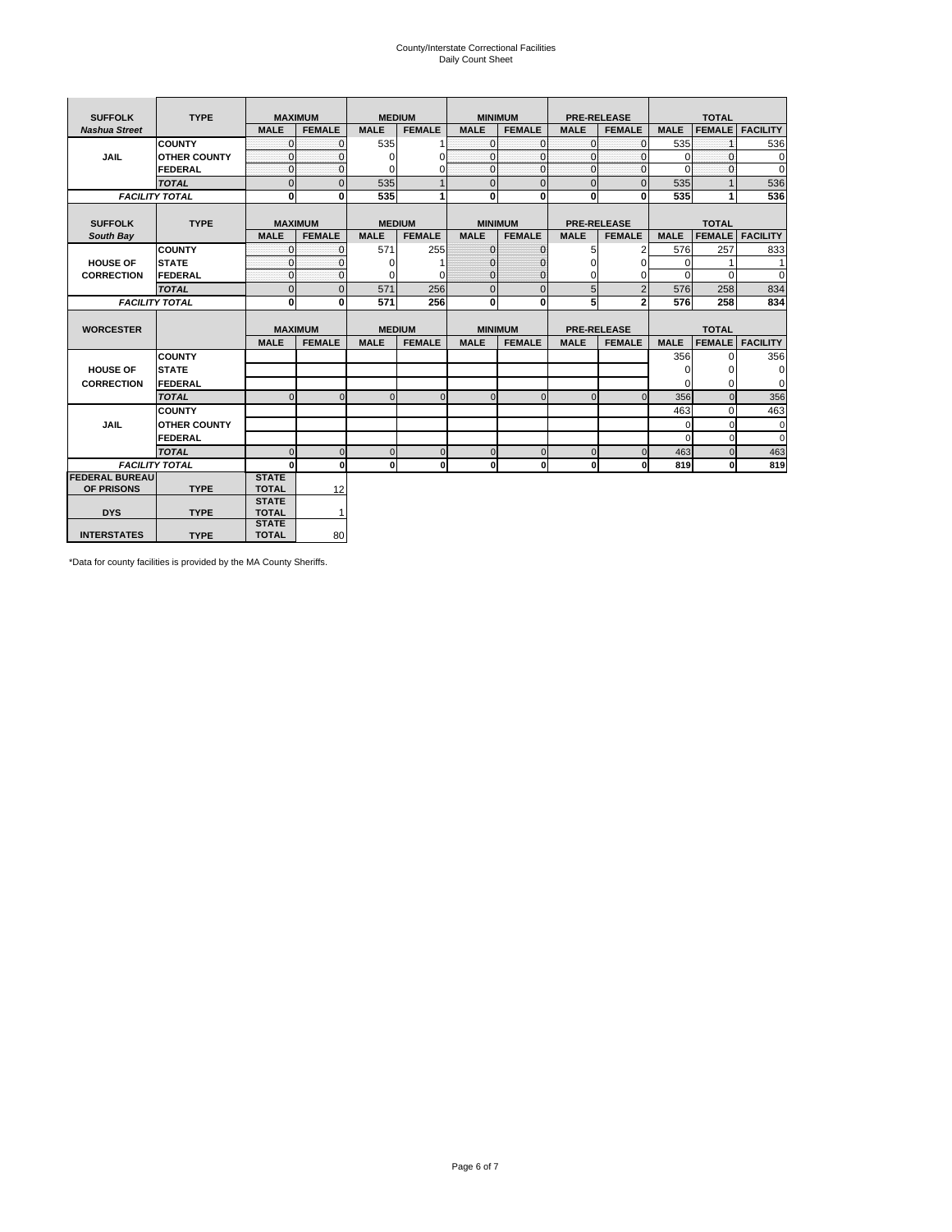County/Interstate Correctional Facilities
Daily Count Sheet

| SUFFOLK | TYPE | MAXIMUM | | MEDIUM | | MINIMUM | | PRE-RELEASE | | TOTAL | | |
|---|---|---|---|---|---|---|---|---|---|---|---|---|
| *Nashua Street* | | MALE | FEMALE | MALE | FEMALE | MALE | FEMALE | MALE | FEMALE | MALE | FEMALE | FACILITY |
| JAIL | COUNTY | 0 | 0 | 535 | 1 | 0 | 0 | 0 | 0 | 535 | 1 | 536 |
| | OTHER COUNTY | 0 | 0 | 0 | 0 | 0 | 0 | 0 | 0 | 0 | 0 | 0 |
| | FEDERAL | 0 | 0 | 0 | 0 | 0 | 0 | 0 | 0 | 0 | 0 | 0 |
| | *TOTAL* | 0 | 0 | 535 | 1 | 0 | 0 | 0 | 0 | 535 | 1 | 536 |
| *FACILITY TOTAL* | | **0** | **0** | **535** | **1** | **0** | **0** | **0** | **0** | **535** | **1** | **536** |

| SUFFOLK | TYPE | MAXIMUM | | MEDIUM | | MINIMUM | | PRE-RELEASE | | TOTAL | | |
|---|---|---|---|---|---|---|---|---|---|---|---|---|
| *South Bay* | | MALE | FEMALE | MALE | FEMALE | MALE | FEMALE | MALE | FEMALE | MALE | FEMALE | FACILITY |
| HOUSE OF CORRECTION | COUNTY | 0 | 0 | 571 | 255 | 0 | 0 | 5 | 2 | 576 | 257 | 833 |
| | STATE | 0 | 0 | 0 | 1 | 0 | 0 | 0 | 0 | 0 | 1 | 1 |
| | FEDERAL | 0 | 0 | 0 | 0 | 0 | 0 | 0 | 0 | 0 | 0 | 0 |
| | *TOTAL* | 0 | 0 | 571 | 256 | 0 | 0 | 5 | 2 | 576 | 258 | 834 |
| *FACILITY TOTAL* | | **0** | **0** | **571** | **256** | **0** | **0** | **5** | **2** | **576** | **258** | **834** |

| WORCESTER | | MAXIMUM | | MEDIUM | | MINIMUM | | PRE-RELEASE | | TOTAL | | |
|---|---|---|---|---|---|---|---|---|---|---|---|---|
| | | MALE | FEMALE | MALE | FEMALE | MALE | FEMALE | MALE | FEMALE | MALE | FEMALE | FACILITY |
| HOUSE OF CORRECTION | COUNTY | | | | | | | | | 356 | 0 | 356 |
| | STATE | | | | | | | | | 0 | 0 | 0 |
| | FEDERAL | | | | | | | | | 0 | 0 | 0 |
| | *TOTAL* | 0 | 0 | 0 | 0 | 0 | 0 | 0 | 0 | 356 | 0 | 356 |
| JAIL | COUNTY | | | | | | | | | 463 | 0 | 463 |
| | OTHER COUNTY | | | | | | | | | 0 | 0 | 0 |
| | FEDERAL | | | | | | | | | 0 | 0 | 0 |
| | *TOTAL* | 0 | 0 | 0 | 0 | 0 | 0 | 0 | 0 | 463 | 0 | 463 |
| *FACILITY TOTAL* | | **0** | **0** | **0** | **0** | **0** | **0** | **0** | **0** | **819** | **0** | **819** |

| | | | |
|---|---|---|---|
| FEDERAL BUREAU OF PRISONS | TYPE | STATE TOTAL | 12 |
| DYS | TYPE | STATE TOTAL | 1 |
| INTERSTATES | TYPE | STATE TOTAL | 80 |

*Data for county facilities is provided by the MA County Sheriffs.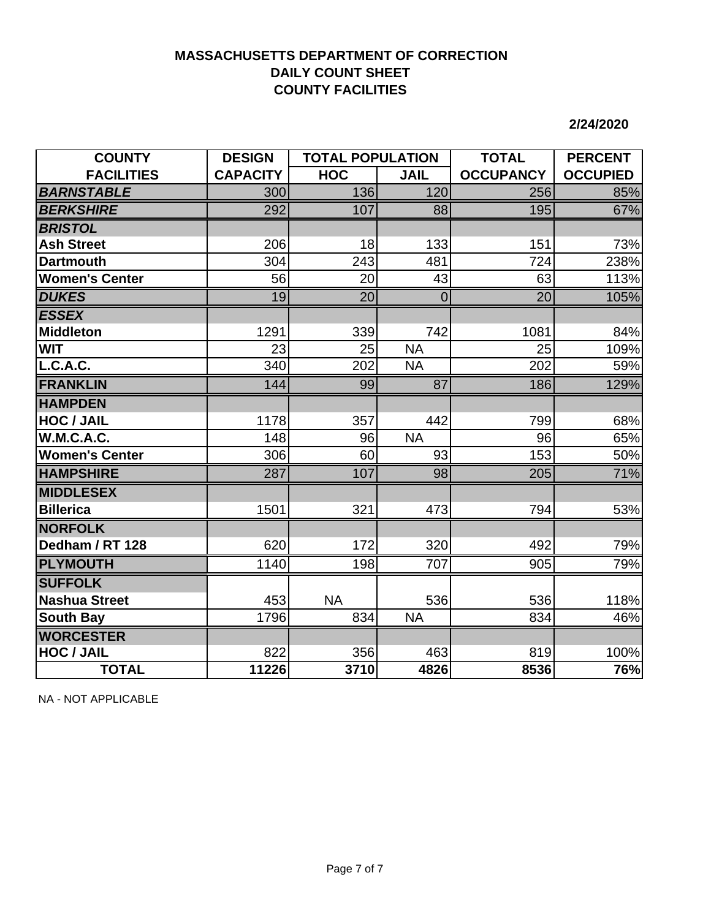**MASSACHUSETTS DEPARTMENT OF CORRECTION**
**DAILY COUNT SHEET**
**COUNTY FACILITIES**

**2/24/2020**

| COUNTY FACILITIES | DESIGN CAPACITY | TOTAL POPULATION | | TOTAL OCCUPANCY | PERCENT OCCUPIED |
|---|---|---|---|---|---|
| | | HOC | JAIL | | |
| ***BARNSTABLE*** | 300 | 136 | 120 | 256 | 85% |
| ***BERKSHIRE*** | 292 | 107 | 88 | 195 | 67% |
| ***BRISTOL*** | | | | | |
| **Ash Street** | 206 | 18 | 133 | 151 | 73% |
| **Dartmouth** | 304 | 243 | 481 | 724 | 238% |
| **Women's Center** | 56 | 20 | 43 | 63 | 113% |
| ***DUKES*** | 19 | 20 | 0 | 20 | 105% |
| ***ESSEX*** | | | | | |
| **Middleton** | 1291 | 339 | 742 | 1081 | 84% |
| **WIT** | 23 | 25 | NA | 25 | 109% |
| **L.C.A.C.** | 340 | 202 | NA | 202 | 59% |
| **FRANKLIN** | 144 | 99 | 87 | 186 | 129% |
| **HAMPDEN** | | | | | |
| **HOC / JAIL** | 1178 | 357 | 442 | 799 | 68% |
| **W.M.C.A.C.** | 148 | 96 | NA | 96 | 65% |
| **Women's Center** | 306 | 60 | 93 | 153 | 50% |
| **HAMPSHIRE** | 287 | 107 | 98 | 205 | 71% |
| **MIDDLESEX** | | | | | |
| **Billerica** | 1501 | 321 | 473 | 794 | 53% |
| **NORFOLK** | | | | | |
| **Dedham / RT 128** | 620 | 172 | 320 | 492 | 79% |
| **PLYMOUTH** | 1140 | 198 | 707 | 905 | 79% |
| **SUFFOLK** | | | | | |
| **Nashua Street** | 453 | NA | 536 | 536 | 118% |
| **South Bay** | 1796 | 834 | NA | 834 | 46% |
| **WORCESTER** | | | | | |
| **HOC / JAIL** | 822 | 356 | 463 | 819 | 100% |
| **TOTAL** | **11226** | **3710** | **4826** | **8536** | **76%** |

NA - NOT APPLICABLE